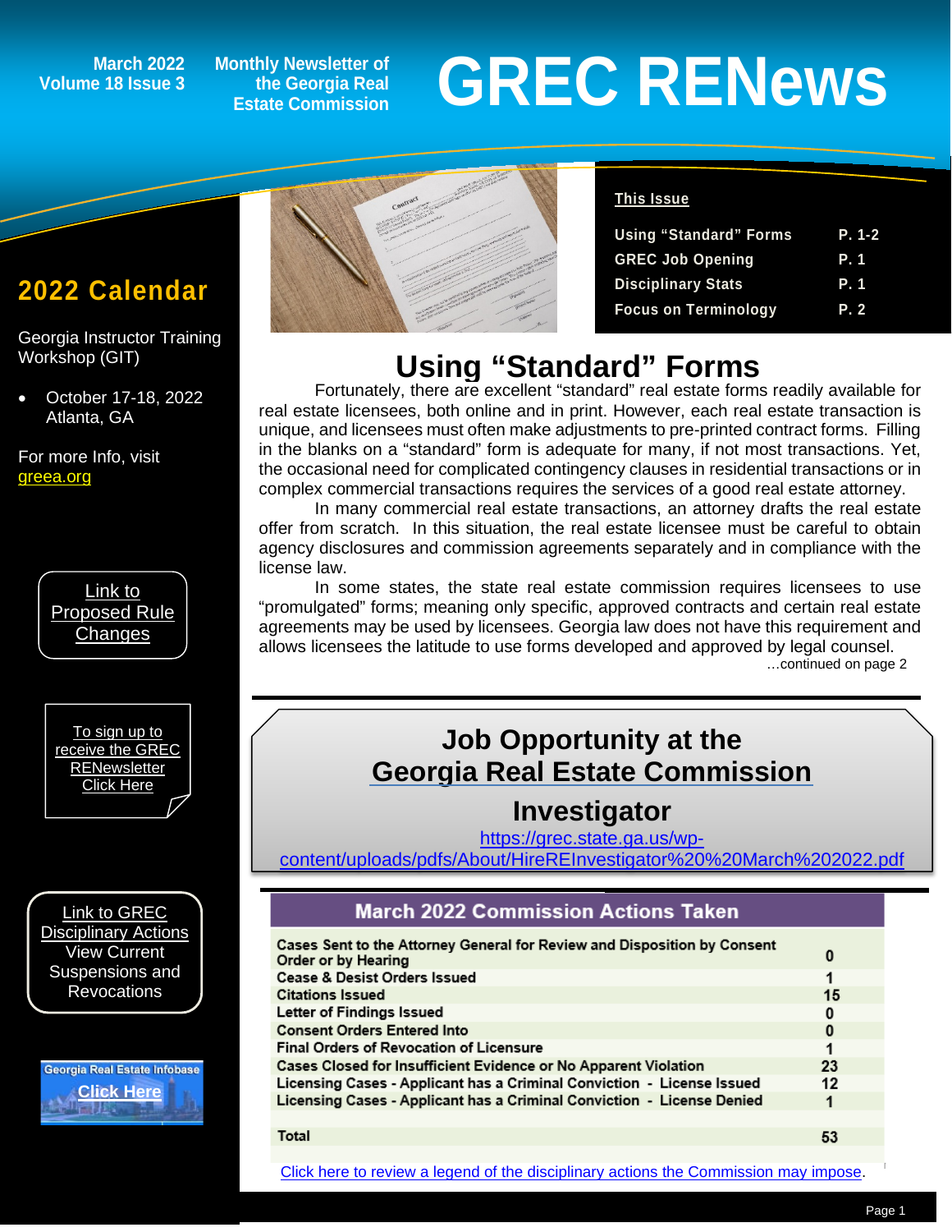March 2022
Volume 18 Issue 3

Monthly Newsletter of the Georgia Real Estate Commission

# GREC RENews

**This Issue**

| | |
|---|---|
| Using "Standard" Forms | P. 1-2 |
| GREC Job Opening | P. 1 |
| Disciplinary Stats | P. 1 |
| Focus on Terminology | P. 2 |

## 2022 Calendar

Georgia Instructor Training Workshop (GIT)

- October 17-18, 2022 Atlanta, GA

For more Info, visit greea.org

Link to Proposed Rule Changes

To sign up to receive the GREC RENewsletter Click Here

Link to GREC Disciplinary Actions View Current Suspensions and Revocations

Georgia Real Estate Infobase Click Here

## Using "Standard" Forms

Fortunately, there are excellent "standard" real estate forms readily available for real estate licensees, both online and in print. However, each real estate transaction is unique, and licensees must often make adjustments to pre-printed contract forms. Filling in the blanks on a "standard" form is adequate for many, if not most transactions. Yet, the occasional need for complicated contingency clauses in residential transactions or in complex commercial transactions requires the services of a good real estate attorney.

In many commercial real estate transactions, an attorney drafts the real estate offer from scratch. In this situation, the real estate licensee must be careful to obtain agency disclosures and commission agreements separately and in compliance with the license law.

In some states, the state real estate commission requires licensees to use "promulgated" forms; meaning only specific, approved contracts and certain real estate agreements may be used by licensees. Georgia law does not have this requirement and allows licensees the latitude to use forms developed and approved by legal counsel.

…continued on page 2

## Job Opportunity at the Georgia Real Estate Commission

### Investigator

https://grec.state.ga.us/wp-content/uploads/pdfs/About/HireREInvestigator%20%20March%202022.pdf

### March 2022 Commission Actions Taken

| Action | Count |
|---|---|
| Cases Sent to the Attorney General for Review and Disposition by Consent Order or by Hearing | 0 |
| Cease & Desist Orders Issued | 1 |
| Citations Issued | 15 |
| Letter of Findings Issued | 0 |
| Consent Orders Entered Into | 0 |
| Final Orders of Revocation of Licensure | 1 |
| Cases Closed for Insufficient Evidence or No Apparent Violation | 23 |
| Licensing Cases - Applicant has a Criminal Conviction - License Issued | 12 |
| Licensing Cases - Applicant has a Criminal Conviction - License Denied | 1 |
| Total | 53 |

Click here to review a legend of the disciplinary actions the Commission may impose.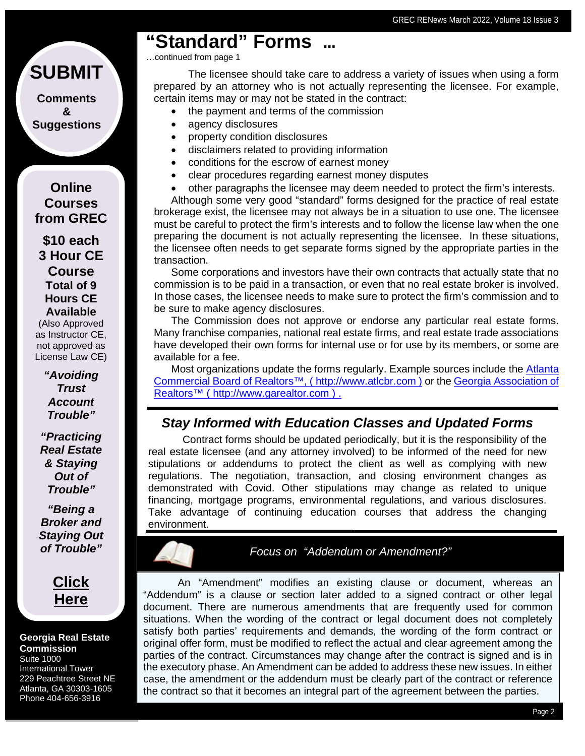# "Standard" Forms ...

…continued from page 1

The licensee should take care to address a variety of issues when using a form prepared by an attorney who is not actually representing the licensee. For example, certain items may or may not be stated in the contract:

- the payment and terms of the commission
- agency disclosures
- property condition disclosures
- disclaimers related to providing information
- conditions for the escrow of earnest money
- clear procedures regarding earnest money disputes
- other paragraphs the licensee may deem needed to protect the firm's interests.

Although some very good "standard" forms designed for the practice of real estate brokerage exist, the licensee may not always be in a situation to use one. The licensee must be careful to protect the firm's interests and to follow the license law when the one preparing the document is not actually representing the licensee. In these situations, the licensee often needs to get separate forms signed by the appropriate parties in the transaction.

Some corporations and investors have their own contracts that actually state that no commission is to be paid in a transaction, or even that no real estate broker is involved. In those cases, the licensee needs to make sure to protect the firm's commission and to be sure to make agency disclosures.

The Commission does not approve or endorse any particular real estate forms. Many franchise companies, national real estate firms, and real estate trade associations have developed their own forms for internal use or for use by its members, or some are available for a fee.

Most organizations update the forms regularly. Example sources include the Atlanta Commercial Board of Realtors™, ( http://www.atlcbr.com ) or the Georgia Association of Realtors™ ( http://www.garealtor.com ) .

## *Stay Informed with Education Classes and Updated Forms*

Contract forms should be updated periodically, but it is the responsibility of the real estate licensee (and any attorney involved) to be informed of the need for new stipulations or addendums to protect the client as well as complying with new regulations. The negotiation, transaction, and closing environment changes as demonstrated with Covid. Other stipulations may change as related to unique financing, mortgage programs, environmental regulations, and various disclosures. Take advantage of continuing education courses that address the changing environment.

### *Focus on "Addendum or Amendment?"*

An "Amendment" modifies an existing clause or document, whereas an "Addendum" is a clause or section later added to a signed contract or other legal document. There are numerous amendments that are frequently used for common situations. When the wording of the contract or legal document does not completely satisfy both parties' requirements and demands, the wording of the form contract or original offer form, must be modified to reflect the actual and clear agreement among the parties of the contract. Circumstances may change after the contract is signed and is in the executory phase. An Amendment can be added to address these new issues. In either case, the amendment or the addendum must be clearly part of the contract or reference the contract so that it becomes an integral part of the agreement between the parties.

---

## SUBMIT

**Comments & Suggestions**

## Online Courses from GREC

**$10 each**
**3 Hour CE Course**
**Total of 9 Hours CE Available**
(Also Approved as Instructor CE, not approved as License Law CE)

***"Avoiding Trust Account Trouble"***

***"Practicing Real Estate & Staying Out of Trouble"***

***"Being a Broker and Staying Out of Trouble"***

**Click Here**

**Georgia Real Estate Commission**
Suite 1000
International Tower
229 Peachtree Street NE
Atlanta, GA 30303-1605
Phone 404-656-3916